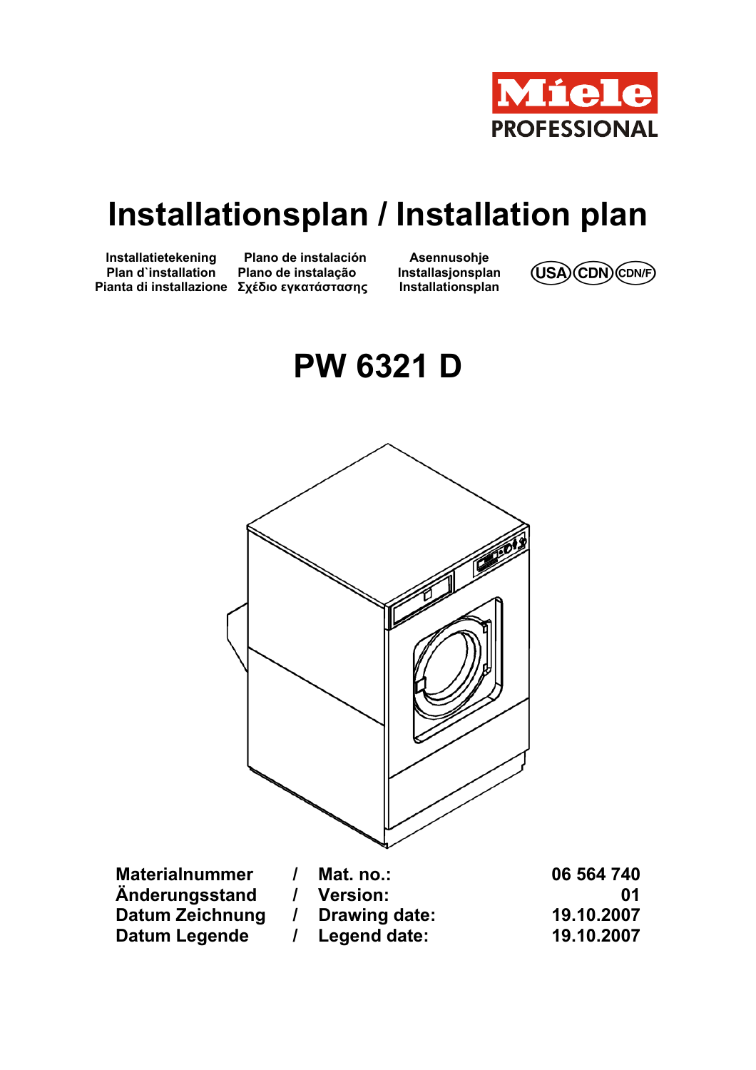Miele PROFESSIONAL

# Installationsplan / Installation plan

Installatietekening
Plan d`installation
Pianta di installazione

Plano de instalación
Plano de instalação
Σχέδιο εγκατάστασης

Asennusohje
Installasjonsplan
Installationsplan

USA CDN CDN/F

# PW 6321 D

| | | | |
|---|---|---|---|
| **Materialnummer** | **/** | **Mat. no.:** | **06 564 740** |
| **Änderungsstand** | **/** | **Version:** | **01** |
| **Datum Zeichnung** | **/** | **Drawing date:** | **19.10.2007** |
| **Datum Legende** | **/** | **Legend date:** | **19.10.2007** |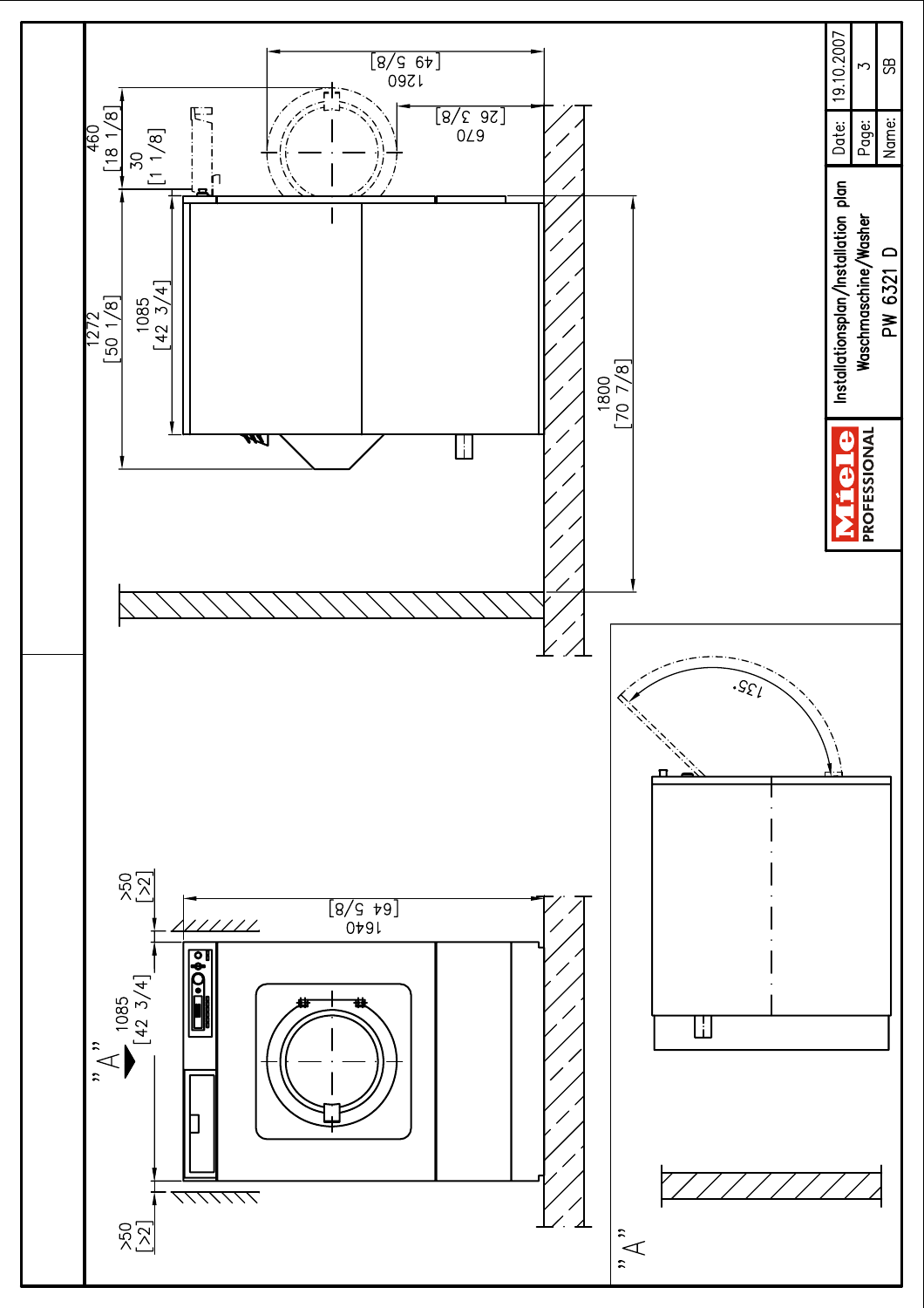| Date: | 19.10.2007 |
|---|---|
| Page: | 3 |
| Name: | SB |

**Miele PROFESSIONAL**

Installationsplan/Installation plan
Waschmaschine/Washer
PW 6321 D

1260 [49 5/8]

670 [26 3/8]

460 [18 1/8]

30 [1 1/8]

1272 [50 1/8]

1085 [42 3/4]

1800 [70 7/8]

1640 [64 5/8]

>50 [>2]

1085 [42 3/4]

>50 [>2]

"A"

135°

"A"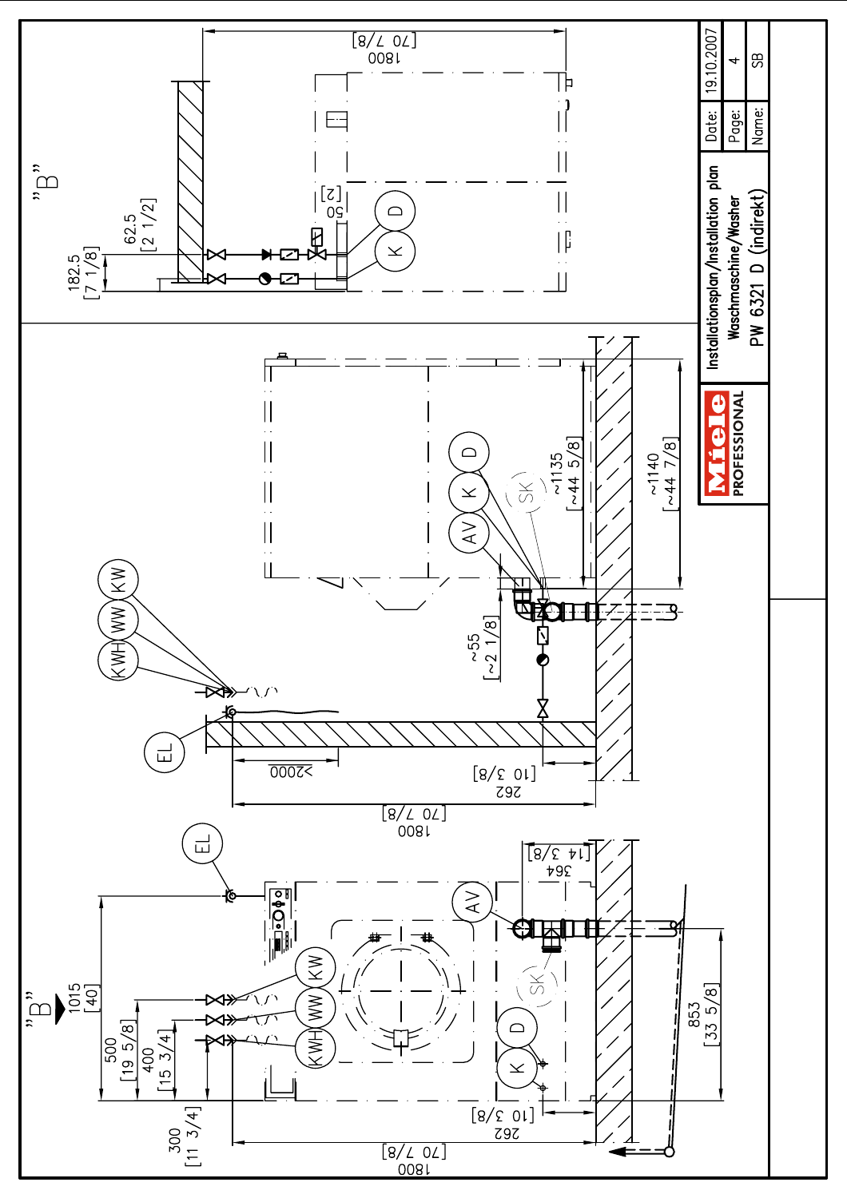| Installationsplan/Installation plan | Date: | 19.10.2007 |
|---|---|---|
| Waschmaschine/Washer | Page: | 4 |
| PW 6321 D (indirekt) | Name: | SB |

Miele PROFESSIONAL

"B"

1015 [40]

500 [19 5/8]

400 [15 3/4]

300 [11 3/4]

KWH WW KW

EL

AV

364 [14 3/8]

SK

D

K

262 [10 3/8]

1800 [70 7/8]

853 [33 5/8]

>2000

~55 [~2 1/8]

~1135 [~44 5/8]

~1140 [~44 7/8]

182.5 [7 1/8]

62.5 [2 1/2]

50 [2]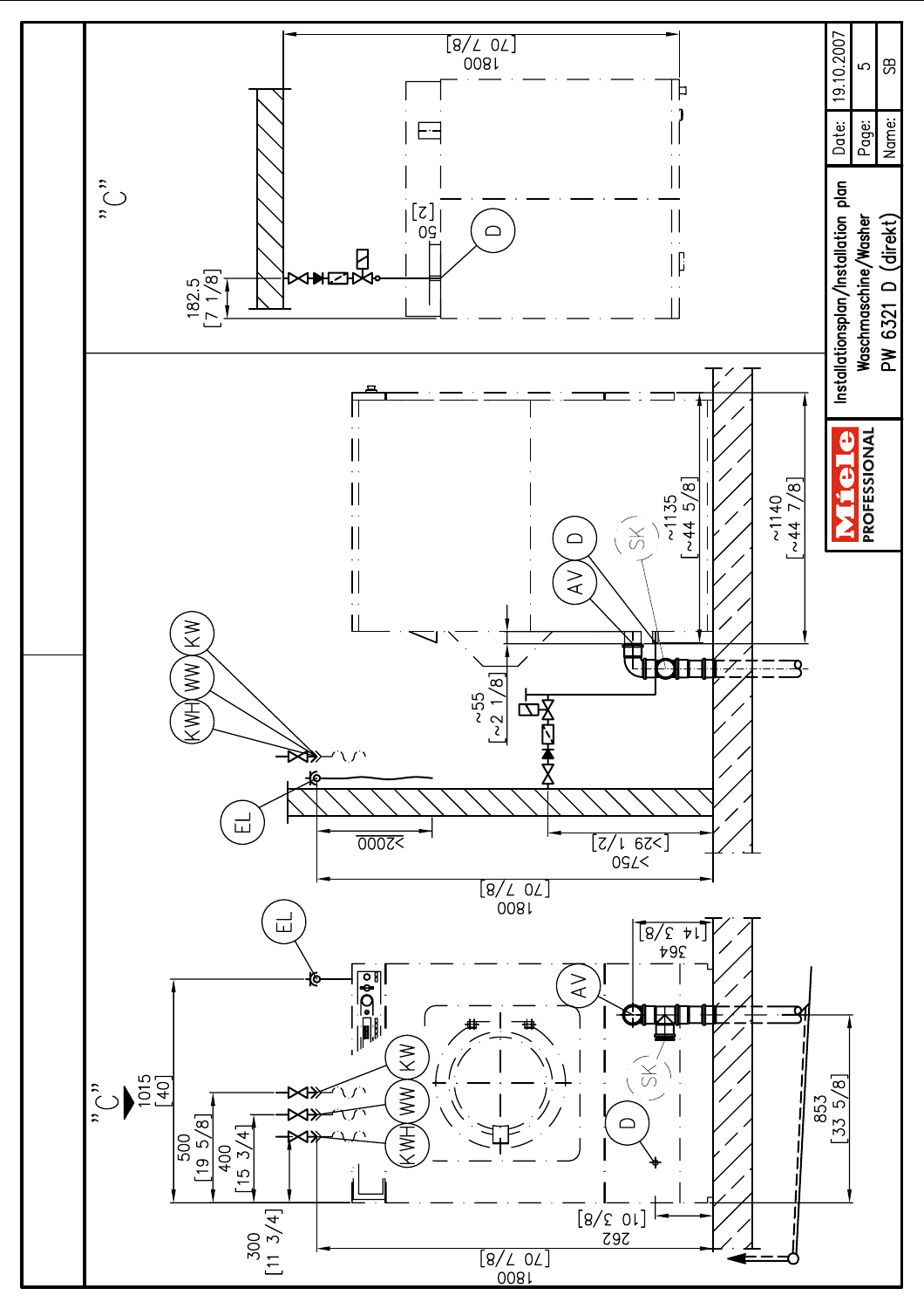Miele PROFESSIONAL

Installationsplan/Installation plan
Waschmaschine/Washer
PW 6321 D (direkt)

| Date: | 19.10.2007 |
|---|---|
| Page: | 5 |
| Name: | SB |

"C"

1800 [70 7/8]

182.5 [7 1/8]

50 [2]

D

KWH WW KW

EL

~55 [~2 1/8]

>2000

>750 [>29 1/2]

1800 [70 7/8]

AV D SK

~1135 [~44 5/8]

~1140 [~44 7/8]

"C"

1015 [40]

500 [19 5/8]

400 [15 3/4]

300 [11 3/4]

1800 [70 7/8]

EL

KW WW KWH

AV

364 [14 3/8]

SK

D

262 [10 3/8]

853 [33 5/8]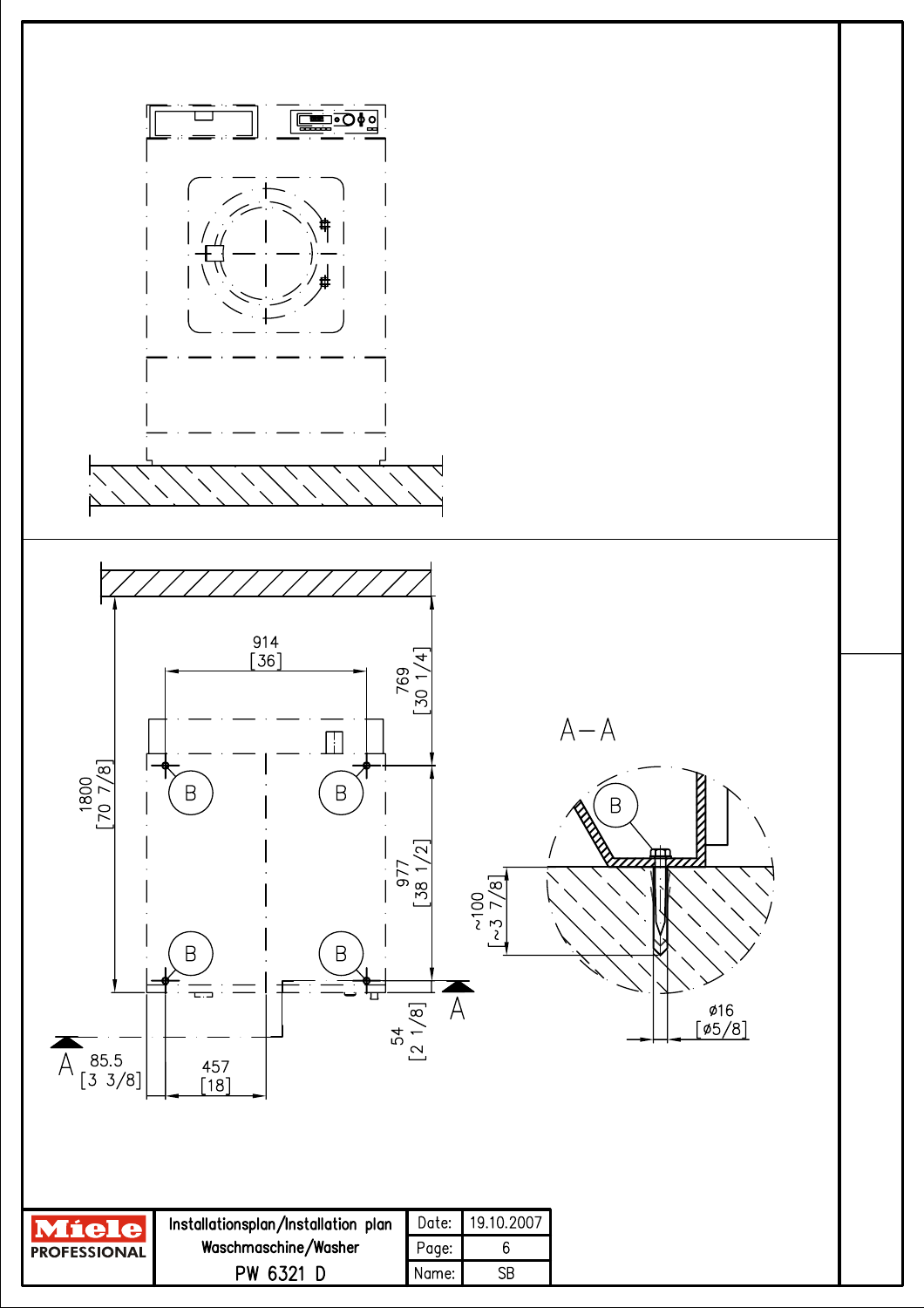914
[36]

769
[30 1/4]

1800
[70 7/8]

977
[38 1/2]

B B B B

A

85.5
[3 3/8]

457
[18]

54
[2 1/8]

A

A–A

B

~100
[~3 7/8]

ø16
[ø5/8]

| Miele PROFESSIONAL | Installationsplan/Installation plan<br>Waschmaschine/Washer<br>PW 6321 D | Date: | 19.10.2007 |
|---|---|---|---|
| | | Page: | 6 |
| | | Name: | SB |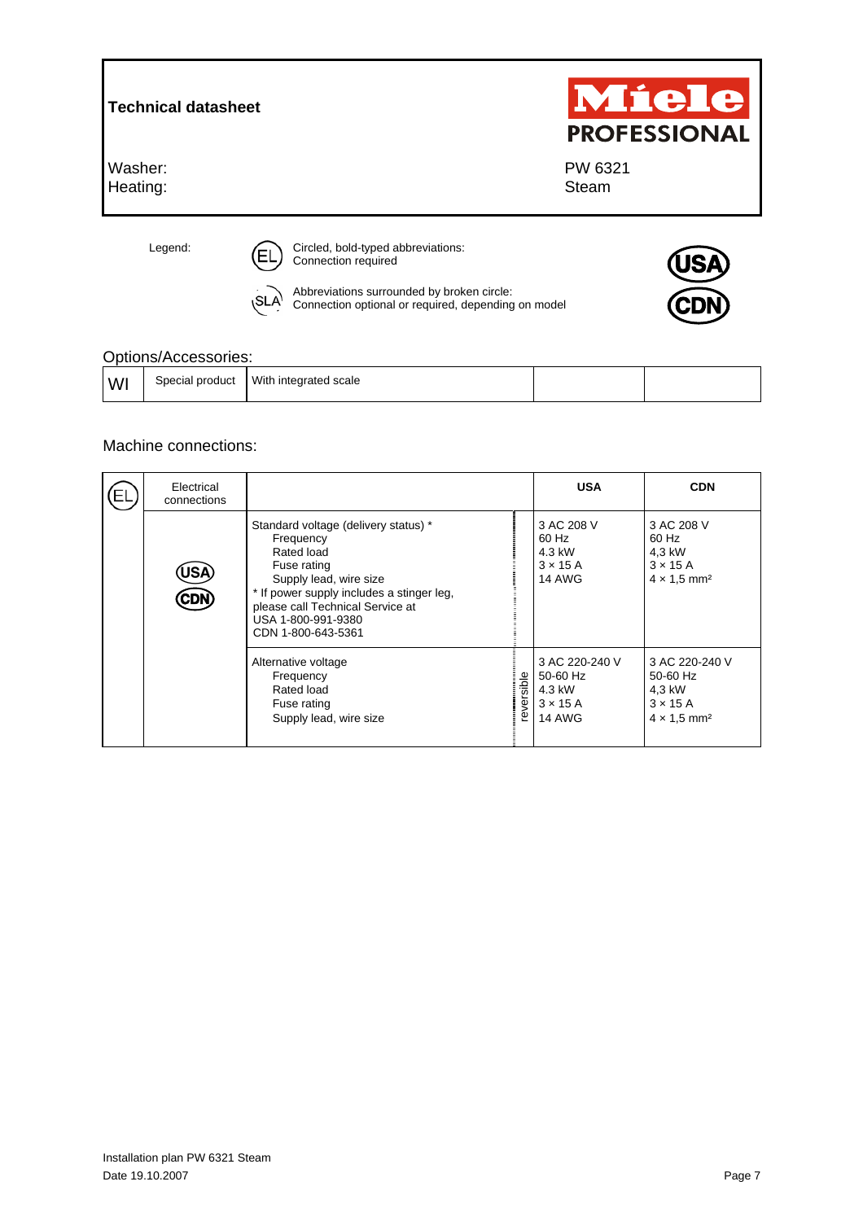**Technical datasheet**

Miele PROFESSIONAL

Washer: PW 6321
Heating: Steam

Legend:

(EL) Circled, bold-typed abbreviations: Connection required

(SLA) Abbreviations surrounded by broken circle: Connection optional or required, depending on model

USA
CDN

## Options/Accessories:

| WI | Special product | With integrated scale | | |
|---|---|---|---|---|

## Machine connections:

| EL | Electrical connections | | | USA | CDN |
|---|---|---|---|---|---|
| | USA CDN | Standard voltage (delivery status) *<br>Frequency<br>Rated load<br>Fuse rating<br>Supply lead, wire size<br>* If power supply includes a stinger leg, please call Technical Service at<br>USA 1-800-991-9380<br>CDN 1-800-643-5361 | | 3 AC 208 V<br>60 Hz<br>4.3 kW<br>3 × 15 A<br>14 AWG | 3 AC 208 V<br>60 Hz<br>4,3 kW<br>3 × 15 A<br>4 × 1,5 mm² |
| | | Alternative voltage<br>Frequency<br>Rated load<br>Fuse rating<br>Supply lead, wire size | reversible | 3 AC 220-240 V<br>50-60 Hz<br>4.3 kW<br>3 × 15 A<br>14 AWG | 3 AC 220-240 V<br>50-60 Hz<br>4,3 kW<br>3 × 15 A<br>4 × 1,5 mm² |

Installation plan PW 6321 Steam
Date 19.10.2007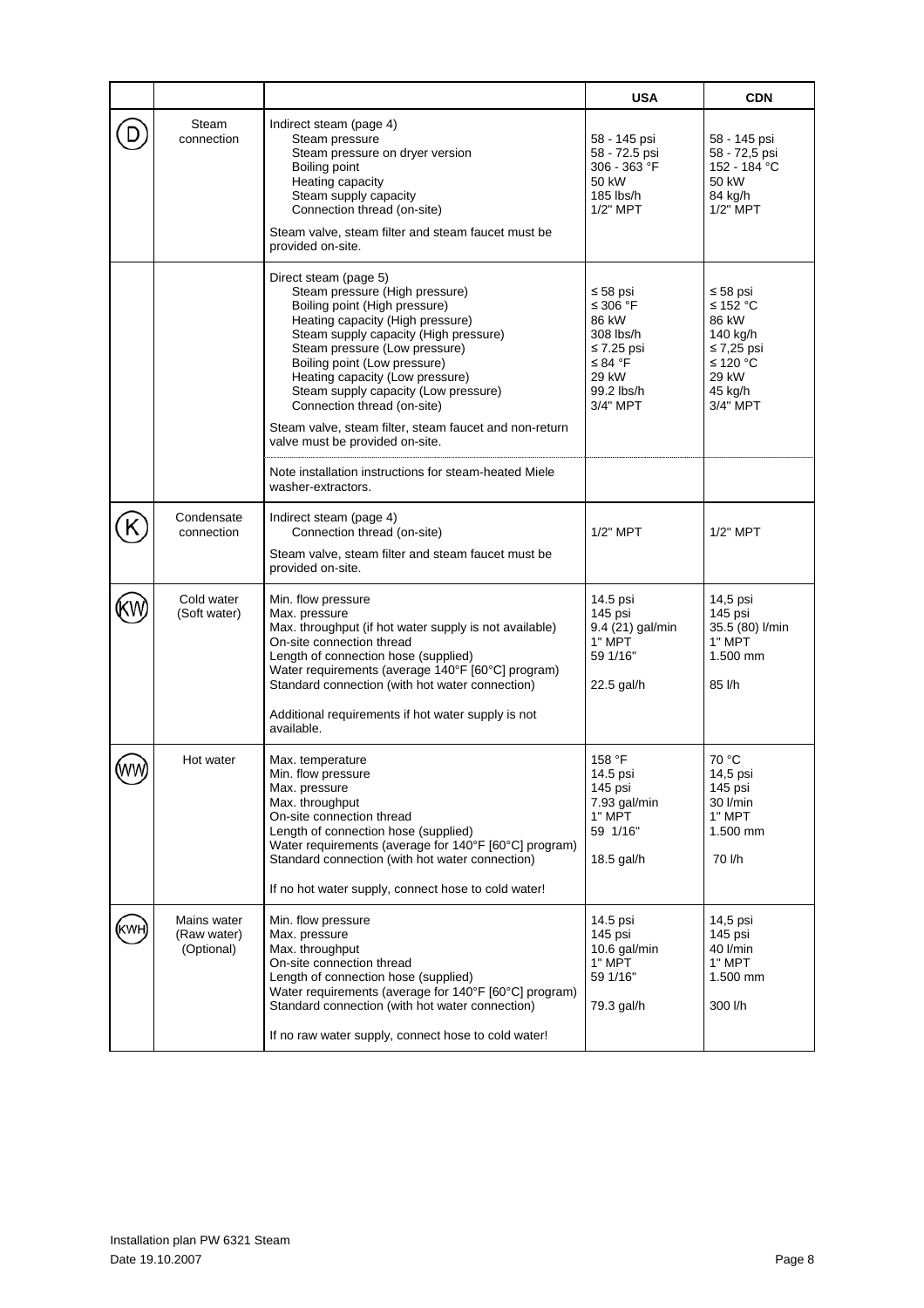| | | | USA | CDN |
|---|---|---|---|---|
| D | Steam connection | Indirect steam (page 4)<br>Steam pressure<br>Steam pressure on dryer version<br>Boiling point<br>Heating capacity<br>Steam supply capacity<br>Connection thread (on-site)<br>Steam valve, steam filter and steam faucet must be provided on-site. | <br>58 - 145 psi<br>58 - 72.5 psi<br>306 - 363 °F<br>50 kW<br>185 lbs/h<br>1/2" MPT | <br>58 - 145 psi<br>58 - 72,5 psi<br>152 - 184 °C<br>50 kW<br>84 kg/h<br>1/2" MPT |
| | | Direct steam (page 5)<br>Steam pressure (High pressure)<br>Boiling point (High pressure)<br>Heating capacity (High pressure)<br>Steam supply capacity (High pressure)<br>Steam pressure (Low pressure)<br>Boiling point (Low pressure)<br>Heating capacity (Low pressure)<br>Steam supply capacity (Low pressure)<br>Connection thread (on-site)<br>Steam valve, steam filter, steam faucet and non-return valve must be provided on-site. | <br>≤ 58 psi<br>≤ 306 °F<br>86 kW<br>308 lbs/h<br>≤ 7.25 psi<br>≤ 84 °F<br>29 kW<br>99.2 lbs/h<br>3/4" MPT | <br>≤ 58 psi<br>≤ 152 °C<br>86 kW<br>140 kg/h<br>≤ 7,25 psi<br>≤ 120 °C<br>29 kW<br>45 kg/h<br>3/4" MPT |
| | | Note installation instructions for steam-heated Miele washer-extractors. | | |
| K | Condensate connection | Indirect steam (page 4)<br>Connection thread (on-site)<br>Steam valve, steam filter and steam faucet must be provided on-site. | <br>1/2" MPT | <br>1/2" MPT |
| KW | Cold water (Soft water) | Min. flow pressure<br>Max. pressure<br>Max. throughput (if hot water supply is not available)<br>On-site connection thread<br>Length of connection hose (supplied)<br>Water requirements (average 140°F [60°C] program)<br>Standard connection (with hot water connection)<br>Additional requirements if hot water supply is not available. | 14.5 psi<br>145 psi<br>9.4 (21) gal/min<br>1" MPT<br>59 1/16"<br><br>22.5 gal/h | 14,5 psi<br>145 psi<br>35.5 (80) l/min<br>1" MPT<br>1.500 mm<br><br>85 l/h |
| WW | Hot water | Max. temperature<br>Min. flow pressure<br>Max. pressure<br>Max. throughput<br>On-site connection thread<br>Length of connection hose (supplied)<br>Water requirements (average 140°F [60°C] program)<br>Standard connection (with hot water connection)<br>If no hot water supply, connect hose to cold water! | 158 °F<br>14.5 psi<br>145 psi<br>7.93 gal/min<br>1" MPT<br>59 1/16"<br><br>18.5 gal/h | 70 °C<br>14,5 psi<br>145 psi<br>30 l/min<br>1" MPT<br>1.500 mm<br><br>70 l/h |
| KWH | Mains water (Raw water) (Optional) | Min. flow pressure<br>Max. pressure<br>Max. throughput<br>On-site connection thread<br>Length of connection hose (supplied)<br>Water requirements (average 140°F [60°C] program)<br>Standard connection (with hot water connection)<br>If no raw water supply, connect hose to cold water! | 14.5 psi<br>145 psi<br>10.6 gal/min<br>1" MPT<br>59 1/16"<br><br>79.3 gal/h | 14,5 psi<br>145 psi<br>40 l/min<br>1" MPT<br>1.500 mm<br><br>300 l/h |

Installation plan PW 6321 Steam
Date 19.10.2007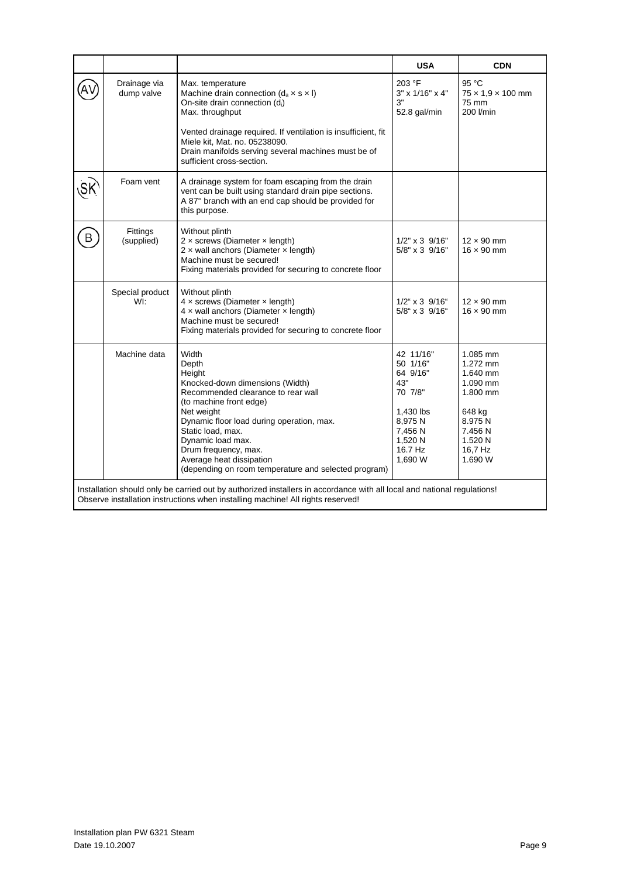| | | | USA | CDN |
|---|---|---|---|---|
| AV | Drainage via dump valve | Max. temperature<br>Machine drain connection ($d_a \times s \times l$)<br>On-site drain connection ($d_i$)<br>Max. throughput<br><br>Vented drainage required. If ventilation is insufficient, fit Miele kit, Mat. no. 05238090.<br>Drain manifolds serving several machines must be of sufficient cross-section. | 203 °F<br>3" x 1/16" x 4"<br>3"<br>52.8 gal/min | 95 °C<br>75 × 1,9 × 100 mm<br>75 mm<br>200 l/min |
| SK | Foam vent | A drainage system for foam escaping from the drain vent can be built using standard drain pipe sections. A 87° branch with an end cap should be provided for this purpose. | | |
| B | Fittings (supplied) | Without plinth<br>2 × screws (Diameter × length)<br>2 × wall anchors (Diameter × length)<br>Machine must be secured!<br>Fixing materials provided for securing to concrete floor | <br>1/2" x 3 9/16"<br>5/8" x 3 9/16" | <br>12 × 90 mm<br>16 × 90 mm |
| | Special product WI: | Without plinth<br>4 × screws (Diameter × length)<br>4 × wall anchors (Diameter × length)<br>Machine must be secured!<br>Fixing materials provided for securing to concrete floor | <br>1/2" x 3 9/16"<br>5/8" x 3 9/16" | <br>12 × 90 mm<br>16 × 90 mm |
| | Machine data | Width<br>Depth<br>Height<br>Knocked-down dimensions (Width)<br>Recommended clearance to rear wall<br>(to machine front edge)<br>Net weight<br>Dynamic floor load during operation, max.<br>Static load, max.<br>Dynamic load max.<br>Drum frequency, max.<br>Average heat dissipation<br>(depending on room temperature and selected program) | 42 11/16"<br>50 1/16"<br>64 9/16"<br>43"<br>70 7/8"<br><br>1,430 lbs<br>8,975 N<br>7,456 N<br>1,520 N<br>16.7 Hz<br>1,690 W | 1.085 mm<br>1.272 mm<br>1.640 mm<br>1.090 mm<br>1.800 mm<br><br>648 kg<br>8.975 N<br>7.456 N<br>1.520 N<br>16,7 Hz<br>1.690 W |

Installation should only be carried out by authorized installers in accordance with all local and national regulations! Observe installation instructions when installing machine! All rights reserved!

Installation plan PW 6321 Steam
Date 19.10.2007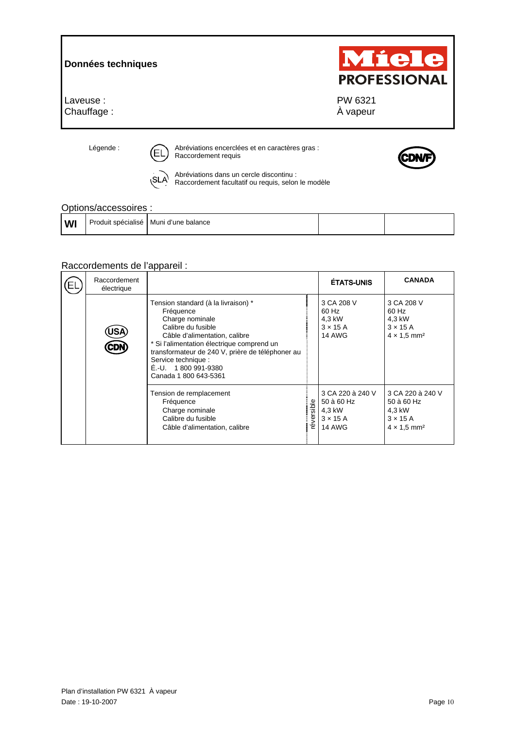# Données techniques

**Miele PROFESSIONAL**

Laveuse : PW 6321
Chauffage : À vapeur

Légende :

(EL) Abréviations encerclées et en caractères gras : Raccordement requis

(SLA) Abréviations dans un cercle discontinu : Raccordement facultatif ou requis, selon le modèle

CDN/F

## Options/accessoires :

| WI | Produit spécialisé | Muni d'une balance | | |
|---|---|---|---|---|

## Raccordements de l'appareil :

| EL | Raccordement électrique | | | ÉTATS-UNIS | CANADA |
|---|---|---|---|---|---|
| | USA CDN | Tension standard (à la livraison) * Fréquence Charge nominale Calibre du fusible Câble d'alimentation, calibre * Si l'alimentation électrique comprend un transformateur de 240 V, prière de téléphoner au Service technique : É.-U. 1 800 991-9380 Canada 1 800 643-5361 | | 3 CA 208 V 60 Hz 4,3 kW 3 × 15 A 14 AWG | 3 CA 208 V 60 Hz 4,3 kW 3 × 15 A 4 × 1,5 mm² |
| | | Tension de remplacement Fréquence Charge nominale Calibre du fusible Câble d'alimentation, calibre | réversible | 3 CA 220 à 240 V 50 à 60 Hz 4,3 kW 3 × 15 A 14 AWG | 3 CA 220 à 240 V 50 à 60 Hz 4,3 kW 3 × 15 A 4 × 1,5 mm² |

Plan d'installation PW 6321 À vapeur
Date : 19-10-2007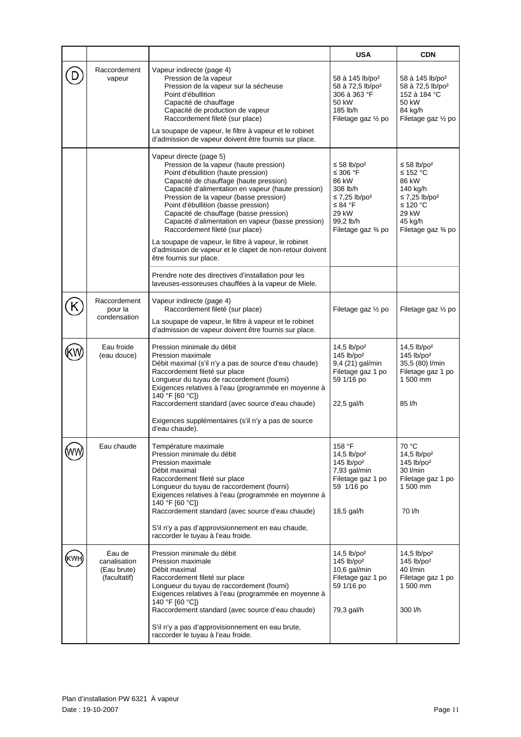| | | | USA | CDN |
|---|---|---|---|---|
| (D) | Raccordement vapeur | Vapeur indirecte (page 4)<br>Pression de la vapeur<br>Pression de la vapeur sur la sécheuse<br>Point d'ébullition<br>Capacité de chauffage<br>Capacité de production de vapeur<br>Raccordement fileté (sur place)<br>La soupape de vapeur, le filtre à vapeur et le robinet d'admission de vapeur doivent être fournis sur place. | <br>58 à 145 lb/po²<br>58 à 72,5 lb/po²<br>306 à 363 °F<br>50 kW<br>185 lb/h<br>Filetage gaz ½ po | <br>58 à 145 lb/po²<br>58 à 72,5 lb/po²<br>152 à 184 °C<br>50 kW<br>84 kg/h<br>Filetage gaz ½ po |
| | | Vapeur directe (page 5)<br>Pression de la vapeur (haute pression)<br>Point d'ébullition (haute pression)<br>Capacité de chauffage (haute pression)<br>Capacité d'alimentation en vapeur (haute pression)<br>Pression de la vapeur (basse pression)<br>Point d'ébullition (basse pression)<br>Capacité de chauffage (basse pression)<br>Capacité d'alimentation en vapeur (basse pression)<br>Raccordement fileté (sur place)<br>La soupape de vapeur, le filtre à vapeur, le robinet d'admission de vapeur et le clapet de non-retour doivent être fournis sur place. | <br>≤ 58 lb/po²<br>≤ 306 °F<br>86 kW<br>308 lb/h<br>≤ 7,25 lb/po²<br>≤ 84 °F<br>29 kW<br>99,2 lb/h<br>Filetage gaz ¾ po | <br>≤ 58 lb/po²<br>≤ 152 °C<br>86 kW<br>140 kg/h<br>≤ 7,25 lb/po²<br>≤ 120 °C<br>29 kW<br>45 kg/h<br>Filetage gaz ¾ po |
| | | Prendre note des directives d'installation pour les laveuses-essoreuses chauffées à la vapeur de Miele. | | |
| (K) | Raccordement pour la condensation | Vapeur indirecte (page 4)<br>Raccordement fileté (sur place)<br>La soupape de vapeur, le filtre à vapeur et le robinet d'admission de vapeur doivent être fournis sur place. | <br>Filetage gaz ½ po | <br>Filetage gaz ½ po |
| (KW) | Eau froide (eau douce) | Pression minimale du débit<br>Pression maximale<br>Débit maximal (s'il n'y a pas de source d'eau chaude)<br>Raccordement fileté sur place<br>Longueur du tuyau de raccordement (fourni)<br>Exigences relatives à l'eau (programmée en moyenne à 140 °F [60 °C])<br>Raccordement standard (avec source d'eau chaude)<br>Exigences supplémentaires (s'il n'y a pas de source d'eau chaude). | 14,5 lb/po²<br>145 lb/po²<br>9,4 (21) gal/min<br>Filetage gaz 1 po<br>59 1/16 po<br><br>22,5 gal/h | 14,5 lb/po²<br>145 lb/po²<br>35,5 (80) l/min<br>Filetage gaz 1 po<br>1 500 mm<br><br>85 l/h |
| (WW) | Eau chaude | Température maximale<br>Pression minimale du débit<br>Pression maximale<br>Débit maximal<br>Raccordement fileté sur place<br>Longueur du tuyau de raccordement (fourni)<br>Exigences relatives à l'eau (programmée en moyenne à 140 °F [60 °C])<br>Raccordement standard (avec source d'eau chaude)<br>S'il n'y a pas d'approvisionnement en eau chaude, raccorder le tuyau à l'eau froide. | 158 °F<br>14,5 lb/po²<br>145 lb/po²<br>7,93 gal/min<br>Filetage gaz 1 po<br>59 1/16 po<br><br>18,5 gal/h | 70 °C<br>14,5 lb/po²<br>145 lb/po²<br>30 l/min<br>Filetage gaz 1 po<br>1 500 mm<br><br>70 l/h |
| (KWH) | Eau de canalisation (Eau brute) (facultatif) | Pression minimale du débit<br>Pression maximale<br>Débit maximal<br>Raccordement fileté sur place<br>Longueur du tuyau de raccordement (fourni)<br>Exigences relatives à l'eau (programmée en moyenne à 140 °F [60 °C])<br>Raccordement standard (avec source d'eau chaude)<br>S'il n'y a pas d'approvisionnement en eau brute, raccorder le tuyau à l'eau froide. | 14,5 lb/po²<br>145 lb/po²<br>10,6 gal/min<br>Filetage gaz 1 po<br>59 1/16 po<br><br>79,3 gal/h | 14,5 lb/po²<br>145 lb/po²<br>40 l/min<br>Filetage gaz 1 po<br>1 500 mm<br><br>300 l/h |

Plan d'installation PW 6321 À vapeur
Date : 19-10-2007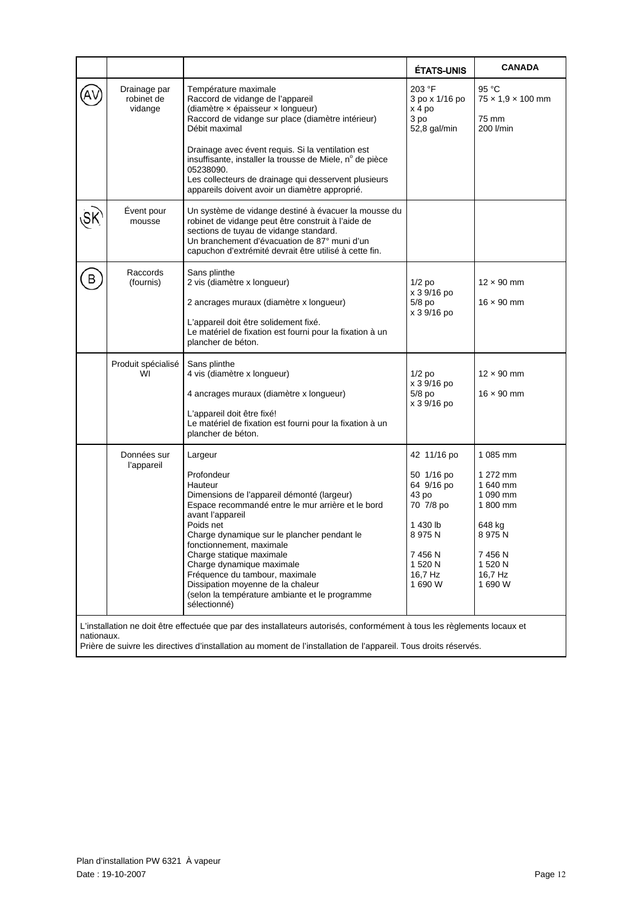| | | | ÉTATS-UNIS | CANADA |
|---|---|---|---|---|
| AV | Drainage par robinet de vidange | Température maximale<br>Raccord de vidange de l'appareil (diamètre × épaisseur × longueur)<br>Raccord de vidange sur place (diamètre intérieur)<br>Débit maximal<br><br>Drainage avec évent requis. Si la ventilation est insuffisante, installer la trousse de Miele, n° de pièce 05238090.<br>Les collecteurs de drainage qui desservent plusieurs appareils doivent avoir un diamètre approprié. | 203 °F<br>3 po x 1/16 po x 4 po<br>3 po<br>52,8 gal/min | 95 °C<br>75 × 1,9 × 100 mm<br>75 mm<br>200 l/min |
| SK | Évent pour mousse | Un système de vidange destiné à évacuer la mousse du robinet de vidange peut être construit à l'aide de sections de tuyau de vidange standard.<br>Un branchement d'évacuation de 87° muni d'un capuchon d'extrémité devrait être utilisé à cette fin. | | |
| B | Raccords (fournis) | Sans plinthe<br>2 vis (diamètre x longueur)<br><br>2 ancrages muraux (diamètre x longueur)<br><br>L'appareil doit être solidement fixé.<br>Le matériel de fixation est fourni pour la fixation à un plancher de béton. | 1/2 po x 3 9/16 po<br>5/8 po x 3 9/16 po | 12 × 90 mm<br>16 × 90 mm |
| | Produit spécialisé WI | Sans plinthe<br>4 vis (diamètre x longueur)<br><br>4 ancrages muraux (diamètre x longueur)<br><br>L'appareil doit être fixé!<br>Le matériel de fixation est fourni pour la fixation à un plancher de béton. | 1/2 po x 3 9/16 po<br>5/8 po x 3 9/16 po | 12 × 90 mm<br>16 × 90 mm |
| | Données sur l'appareil | Largeur<br>Profondeur<br>Hauteur<br>Dimensions de l'appareil démonté (largeur)<br>Espace recommandé entre le mur arrière et le bord avant l'appareil<br>Poids net<br>Charge dynamique sur le plancher pendant le fonctionnement, maximale<br>Charge statique maximale<br>Charge dynamique maximale<br>Fréquence du tambour, maximale<br>Dissipation moyenne de la chaleur (selon la température ambiante et le programme sélectionné) | 42 11/16 po<br>50 1/16 po<br>64 9/16 po<br>43 po<br>70 7/8 po<br>1 430 lb<br>8 975 N<br>7 456 N<br>1 520 N<br>16,7 Hz<br>1 690 W | 1 085 mm<br>1 272 mm<br>1 640 mm<br>1 090 mm<br>1 800 mm<br>648 kg<br>8 975 N<br>7 456 N<br>1 520 N<br>16,7 Hz<br>1 690 W |

L'installation ne doit être effectuée que par des installateurs autorisés, conformément à tous les règlements locaux et nationaux.
Prière de suivre les directives d'installation au moment de l'installation de l'appareil. Tous droits réservés.

Plan d'installation PW 6321 À vapeur
Date : 19-10-2007